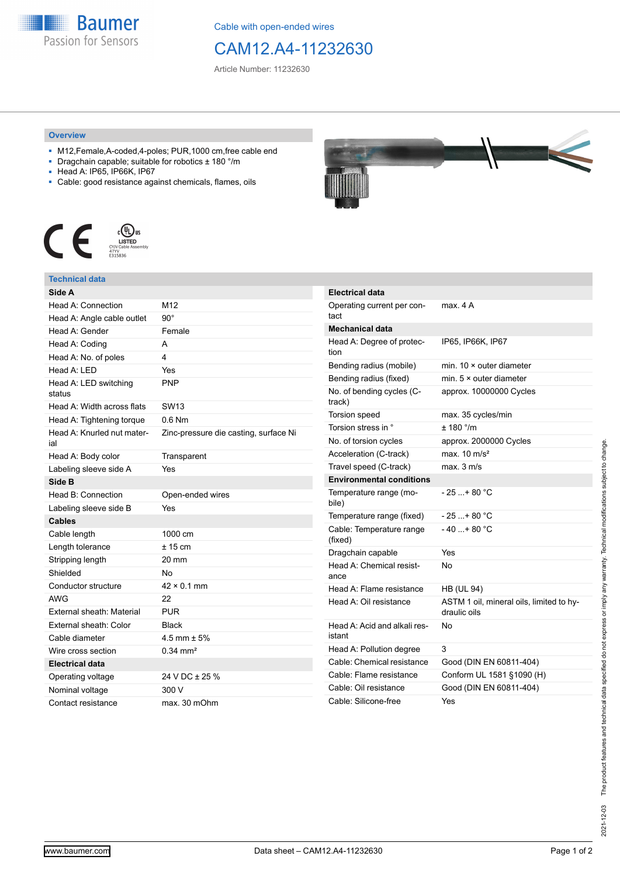Cable with open-ended wires

# CAM12.A4-11232630

Article Number: 11232630

## Overview

- M12,Female,A-coded,4-poles; PUR,1000 cm,free cable end
- Dragchain capable; suitable for robotics ± 180 °/m
- Head A: IP65, IP66K, IP67
- Cable: good resistance against chemicals, flames, oils

## Technical data

| Side A | |
|---|---|
| Head A: Connection | M12 |
| Head A: Angle cable outlet | 90° |
| Head A: Gender | Female |
| Head A: Coding | A |
| Head A: No. of poles | 4 |
| Head A: LED | Yes |
| Head A: LED switching status | PNP |
| Head A: Width across flats | SW13 |
| Head A: Tightening torque | 0.6 Nm |
| Head A: Knurled nut material | Zinc-pressure die casting, surface Ni |
| Head A: Body color | Transparent |
| Labeling sleeve side A | Yes |
| **Side B** | |
| Head B: Connection | Open-ended wires |
| Labeling sleeve side B | Yes |
| **Cables** | |
| Cable length | 1000 cm |
| Length tolerance | ± 15 cm |
| Stripping length | 20 mm |
| Shielded | No |
| Conductor structure | 42 × 0.1 mm |
| AWG | 22 |
| External sheath: Material | PUR |
| External sheath: Color | Black |
| Cable diameter | 4.5 mm ± 5% |
| Wire cross section | 0.34 mm² |
| **Electrical data** | |
| Operating voltage | 24 V DC ± 25 % |
| Nominal voltage | 300 V |
| Contact resistance | max. 30 mOhm |

| Electrical data | |
|---|---|
| Operating current per contact | max. 4 A |
| **Mechanical data** | |
| Head A: Degree of protection | IP65, IP66K, IP67 |
| Bending radius (mobile) | min. 10 × outer diameter |
| Bending radius (fixed) | min. 5 × outer diameter |
| No. of bending cycles (C-track) | approx. 10000000 Cycles |
| Torsion speed | max. 35 cycles/min |
| Torsion stress in ° | ± 180 °/m |
| No. of torsion cycles | approx. 2000000 Cycles |
| Acceleration (C-track) | max. 10 m/s² |
| Travel speed (C-track) | max. 3 m/s |
| **Environmental conditions** | |
| Temperature range (mobile) | - 25 ...+ 80 °C |
| Temperature range (fixed) | - 25 ...+ 80 °C |
| Cable: Temperature range (fixed) | - 40 ...+ 80 °C |
| Dragchain capable | Yes |
| Head A: Chemical resistance | No |
| Head A: Flame resistance | HB (UL 94) |
| Head A: Oil resistance | ASTM 1 oil, mineral oils, limited to hydraulic oils |
| Head A: Acid and alkali resistant | No |
| Head A: Pollution degree | 3 |
| Cable: Chemical resistance | Good (DIN EN 60811-404) |
| Cable: Flame resistance | Conform UL 1581 §1090 (H) |
| Cable: Oil resistance | Good (DIN EN 60811-404) |
| Cable: Silicone-free | Yes |

2021-12-03 The product features and technical data specified do not express or imply any warranty. Technical modifications subject to change.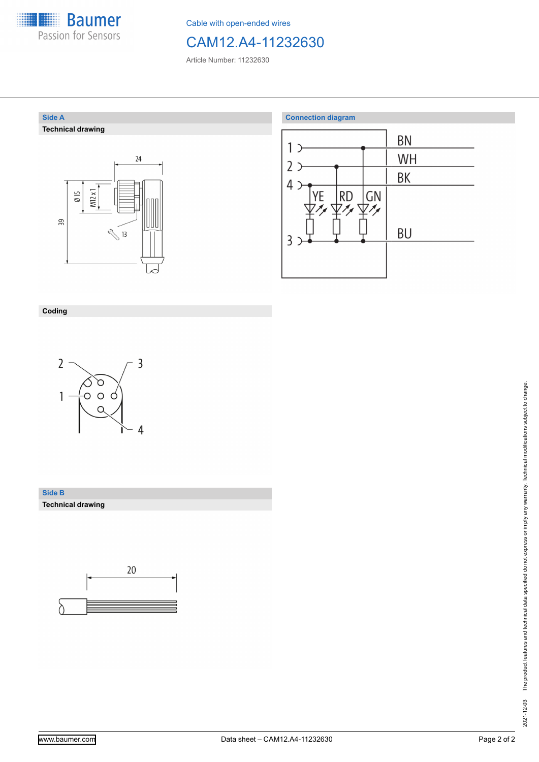Cable with open-ended wires

# CAM12.A4-11232630

Article Number: 11232630

## Side A

### Technical drawing

24

Ø15

M12 x 1

39

13

## Connection diagram

1 BN

2 WH

4 BK

YE RD GN

3 BU

### Coding

2 3

1

4

## Side B

### Technical drawing

20

2021-12-03 The product features and technical data specified do not express or imply any warranty. Technical modifications subject to change.

www.baumer.com Data sheet – CAM12.A4-11232630